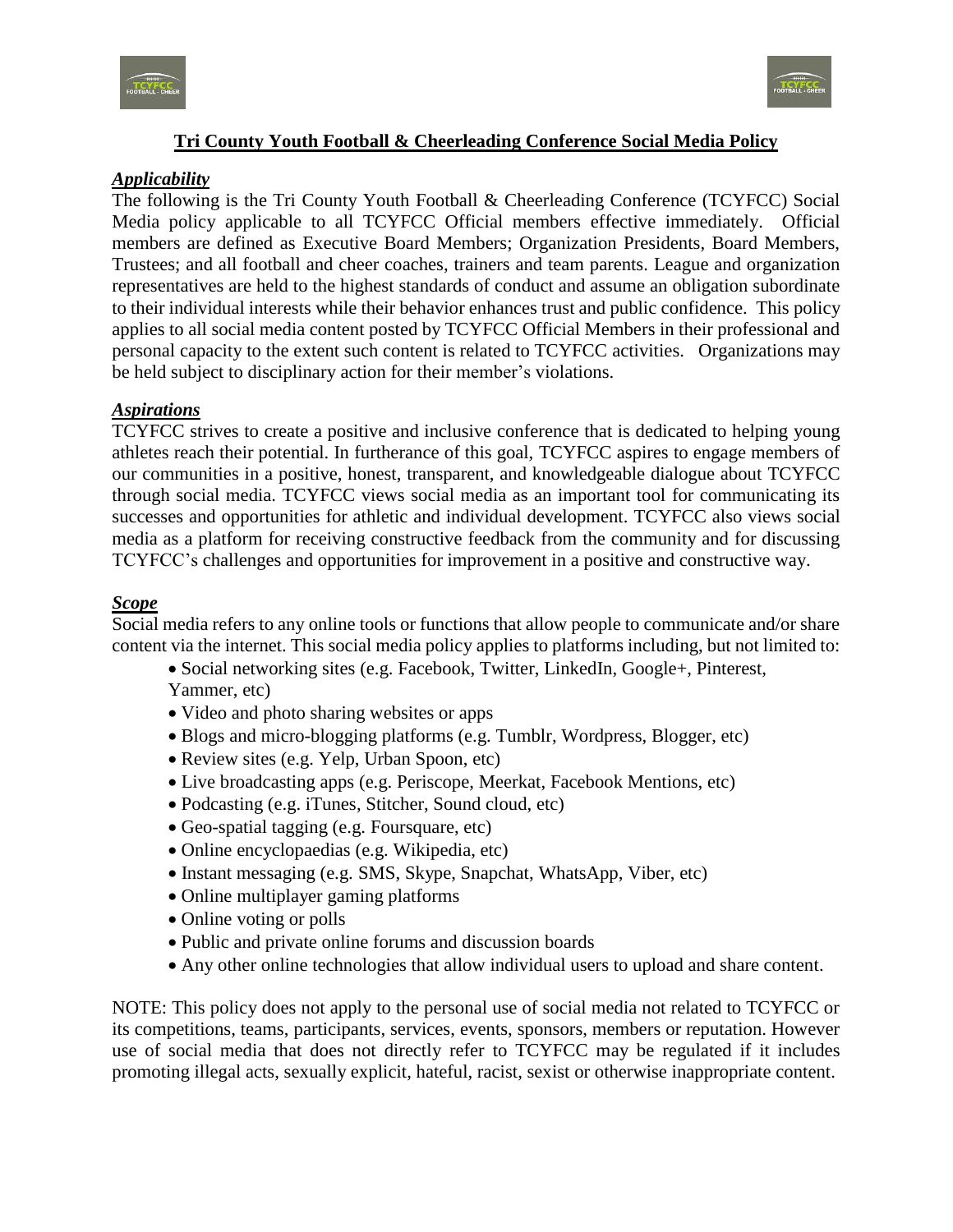# Tri County Youth Football & Cheerleading Conference Social Media Policy

***Applicability***

The following is the Tri County Youth Football & Cheerleading Conference (TCYFCC) Social Media policy applicable to all TCYFCC Official members effective immediately. Official members are defined as Executive Board Members; Organization Presidents, Board Members, Trustees; and all football and cheer coaches, trainers and team parents. League and organization representatives are held to the highest standards of conduct and assume an obligation subordinate to their individual interests while their behavior enhances trust and public confidence. This policy applies to all social media content posted by TCYFCC Official Members in their professional and personal capacity to the extent such content is related to TCYFCC activities. Organizations may be held subject to disciplinary action for their member's violations.

***Aspirations***

TCYFCC strives to create a positive and inclusive conference that is dedicated to helping young athletes reach their potential. In furtherance of this goal, TCYFCC aspires to engage members of our communities in a positive, honest, transparent, and knowledgeable dialogue about TCYFCC through social media. TCYFCC views social media as an important tool for communicating its successes and opportunities for athletic and individual development. TCYFCC also views social media as a platform for receiving constructive feedback from the community and for discussing TCYFCC's challenges and opportunities for improvement in a positive and constructive way.

***Scope***

Social media refers to any online tools or functions that allow people to communicate and/or share content via the internet. This social media policy applies to platforms including, but not limited to:

- Social networking sites (e.g. Facebook, Twitter, LinkedIn, Google+, Pinterest, Yammer, etc)
- Video and photo sharing websites or apps
- Blogs and micro-blogging platforms (e.g. Tumblr, Wordpress, Blogger, etc)
- Review sites (e.g. Yelp, Urban Spoon, etc)
- Live broadcasting apps (e.g. Periscope, Meerkat, Facebook Mentions, etc)
- Podcasting (e.g. iTunes, Stitcher, Sound cloud, etc)
- Geo-spatial tagging (e.g. Foursquare, etc)
- Online encyclopaedias (e.g. Wikipedia, etc)
- Instant messaging (e.g. SMS, Skype, Snapchat, WhatsApp, Viber, etc)
- Online multiplayer gaming platforms
- Online voting or polls
- Public and private online forums and discussion boards
- Any other online technologies that allow individual users to upload and share content.

NOTE: This policy does not apply to the personal use of social media not related to TCYFCC or its competitions, teams, participants, services, events, sponsors, members or reputation. However use of social media that does not directly refer to TCYFCC may be regulated if it includes promoting illegal acts, sexually explicit, hateful, racist, sexist or otherwise inappropriate content.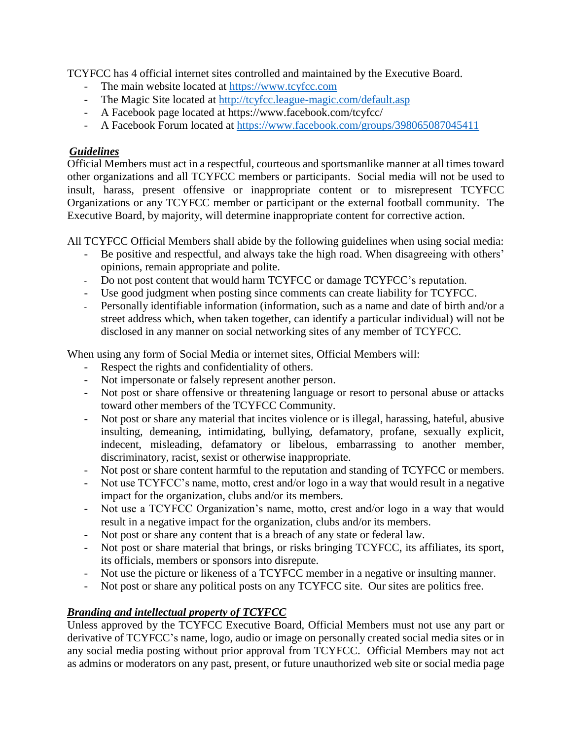TCYFCC has 4 official internet sites controlled and maintained by the Executive Board.

- The main website located at [https://www.tcyfcc.com](https://www.tcyfcc.com)
- The Magic Site located at [http://tcyfcc.league-magic.com/default.asp](http://tcyfcc.league-magic.com/default.asp)
- A Facebook page located at https://www.facebook.com/tcyfcc/
- A Facebook Forum located at [https://www.facebook.com/groups/398065087045411](https://www.facebook.com/groups/398065087045411)

### ***Guidelines***

Official Members must act in a respectful, courteous and sportsmanlike manner at all times toward other organizations and all TCYFCC members or participants. Social media will not be used to insult, harass, present offensive or inappropriate content or to misrepresent TCYFCC Organizations or any TCYFCC member or participant or the external football community. The Executive Board, by majority, will determine inappropriate content for corrective action.

All TCYFCC Official Members shall abide by the following guidelines when using social media:

- Be positive and respectful, and always take the high road. When disagreeing with others' opinions, remain appropriate and polite.
- Do not post content that would harm TCYFCC or damage TCYFCC's reputation.
- Use good judgment when posting since comments can create liability for TCYFCC.
- Personally identifiable information (information, such as a name and date of birth and/or a street address which, when taken together, can identify a particular individual) will not be disclosed in any manner on social networking sites of any member of TCYFCC.

When using any form of Social Media or internet sites, Official Members will:

- Respect the rights and confidentiality of others.
- Not impersonate or falsely represent another person.
- Not post or share offensive or threatening language or resort to personal abuse or attacks toward other members of the TCYFCC Community.
- Not post or share any material that incites violence or is illegal, harassing, hateful, abusive insulting, demeaning, intimidating, bullying, defamatory, profane, sexually explicit, indecent, misleading, defamatory or libelous, embarrassing to another member, discriminatory, racist, sexist or otherwise inappropriate.
- Not post or share content harmful to the reputation and standing of TCYFCC or members.
- Not use TCYFCC's name, motto, crest and/or logo in a way that would result in a negative impact for the organization, clubs and/or its members.
- Not use a TCYFCC Organization's name, motto, crest and/or logo in a way that would result in a negative impact for the organization, clubs and/or its members.
- Not post or share any content that is a breach of any state or federal law.
- Not post or share material that brings, or risks bringing TCYFCC, its affiliates, its sport, its officials, members or sponsors into disrepute.
- Not use the picture or likeness of a TCYFCC member in a negative or insulting manner.
- Not post or share any political posts on any TCYFCC site. Our sites are politics free.

### ***Branding and intellectual property of TCYFCC***

Unless approved by the TCYFCC Executive Board, Official Members must not use any part or derivative of TCYFCC's name, logo, audio or image on personally created social media sites or in any social media posting without prior approval from TCYFCC. Official Members may not act as admins or moderators on any past, present, or future unauthorized web site or social media page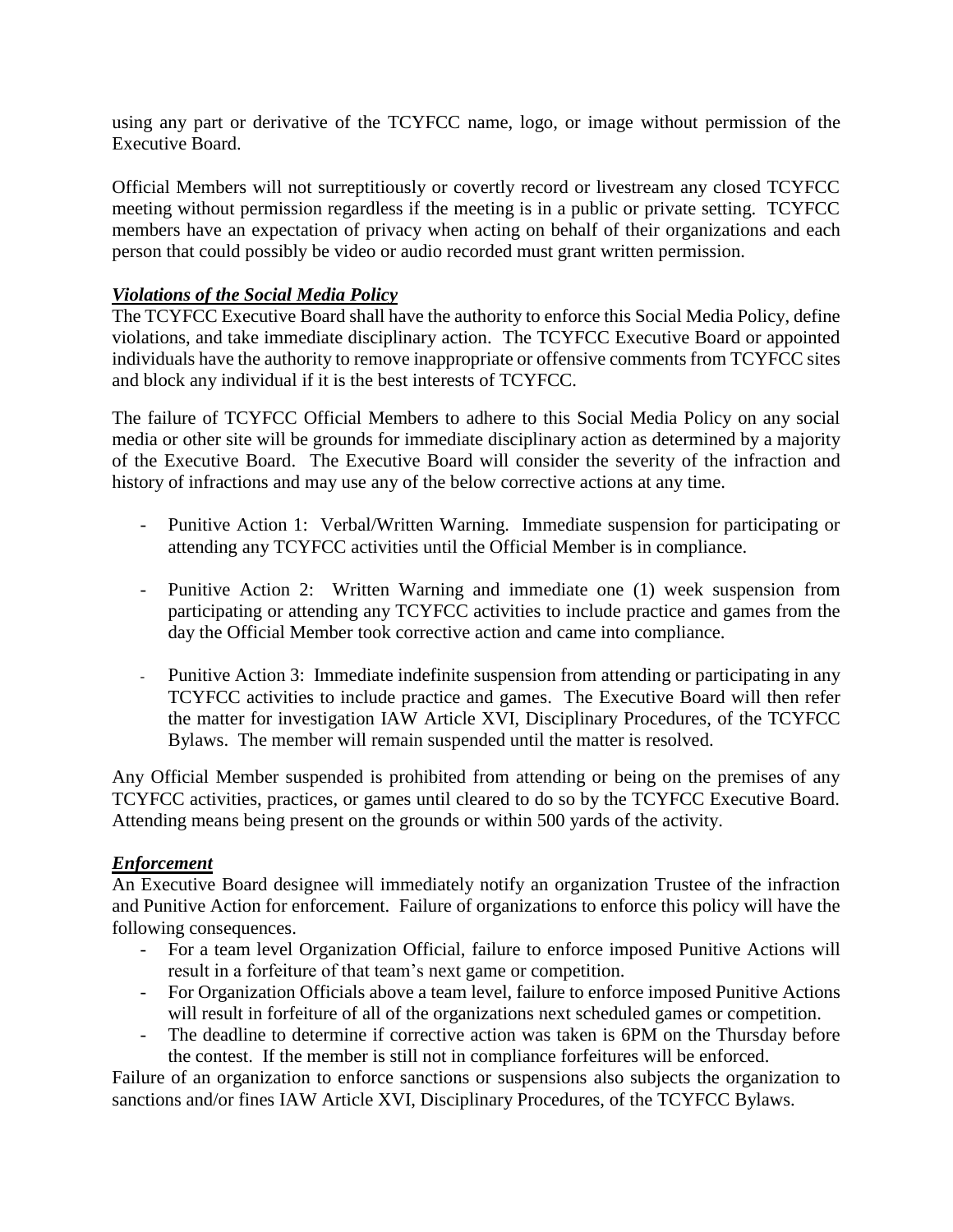using any part or derivative of the TCYFCC name, logo, or image without permission of the Executive Board.

Official Members will not surreptitiously or covertly record or livestream any closed TCYFCC meeting without permission regardless if the meeting is in a public or private setting. TCYFCC members have an expectation of privacy when acting on behalf of their organizations and each person that could possibly be video or audio recorded must grant written permission.

***Violations of the Social Media Policy***

The TCYFCC Executive Board shall have the authority to enforce this Social Media Policy, define violations, and take immediate disciplinary action. The TCYFCC Executive Board or appointed individuals have the authority to remove inappropriate or offensive comments from TCYFCC sites and block any individual if it is the best interests of TCYFCC.

The failure of TCYFCC Official Members to adhere to this Social Media Policy on any social media or other site will be grounds for immediate disciplinary action as determined by a majority of the Executive Board. The Executive Board will consider the severity of the infraction and history of infractions and may use any of the below corrective actions at any time.

- Punitive Action 1: Verbal/Written Warning. Immediate suspension for participating or attending any TCYFCC activities until the Official Member is in compliance.

- Punitive Action 2: Written Warning and immediate one (1) week suspension from participating or attending any TCYFCC activities to include practice and games from the day the Official Member took corrective action and came into compliance.

- Punitive Action 3: Immediate indefinite suspension from attending or participating in any TCYFCC activities to include practice and games. The Executive Board will then refer the matter for investigation IAW Article XVI, Disciplinary Procedures, of the TCYFCC Bylaws. The member will remain suspended until the matter is resolved.

Any Official Member suspended is prohibited from attending or being on the premises of any TCYFCC activities, practices, or games until cleared to do so by the TCYFCC Executive Board. Attending means being present on the grounds or within 500 yards of the activity.

***Enforcement***

An Executive Board designee will immediately notify an organization Trustee of the infraction and Punitive Action for enforcement. Failure of organizations to enforce this policy will have the following consequences.

- For a team level Organization Official, failure to enforce imposed Punitive Actions will result in a forfeiture of that team's next game or competition.
- For Organization Officials above a team level, failure to enforce imposed Punitive Actions will result in forfeiture of all of the organizations next scheduled games or competition.
- The deadline to determine if corrective action was taken is 6PM on the Thursday before the contest. If the member is still not in compliance forfeitures will be enforced.

Failure of an organization to enforce sanctions or suspensions also subjects the organization to sanctions and/or fines IAW Article XVI, Disciplinary Procedures, of the TCYFCC Bylaws.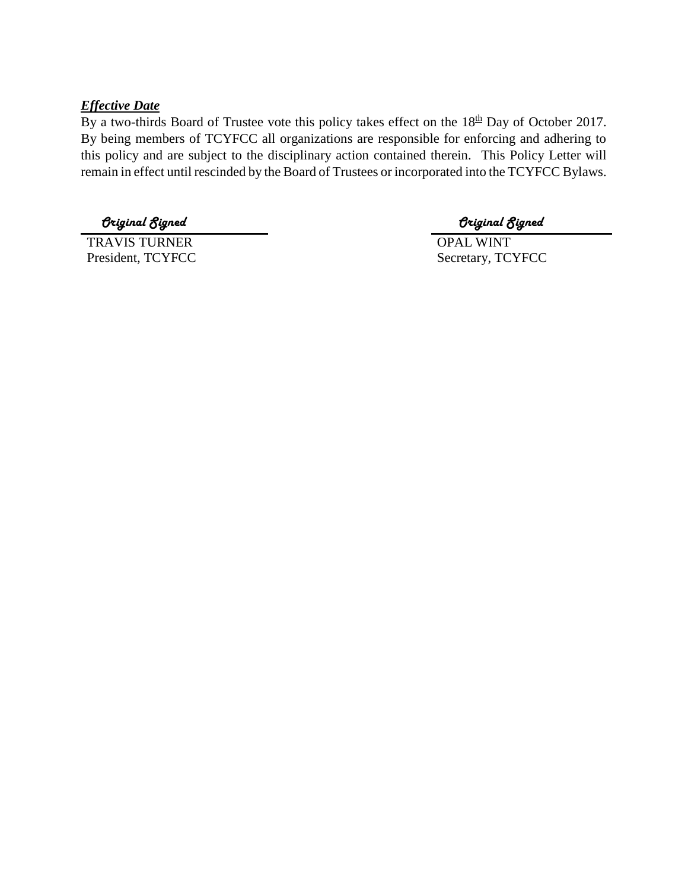***Effective Date***

By a two-thirds Board of Trustee vote this policy takes effect on the 18th Day of October 2017. By being members of TCYFCC all organizations are responsible for enforcing and adhering to this policy and are subject to the disciplinary action contained therein. This Policy Letter will remain in effect until rescinded by the Board of Trustees or incorporated into the TCYFCC Bylaws.

*Original Signed*

TRAVIS TURNER
President, TCYFCC

*Original Signed*

OPAL WINT
Secretary, TCYFCC